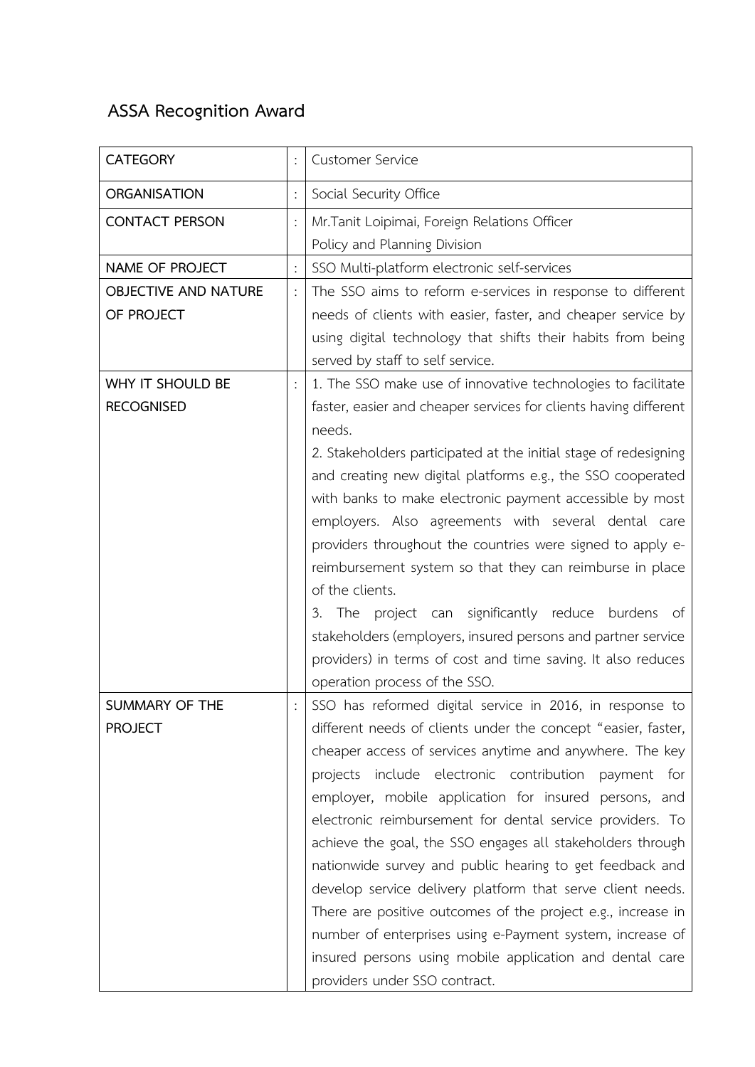## ASSA Recognition Award

| | | |
|---|---|---|
| CATEGORY | : | Customer Service |
| ORGANISATION | : | Social Security Office |
| CONTACT PERSON | : | Mr.Tanit Loipimai, Foreign Relations Officer<br>Policy and Planning Division |
| NAME OF PROJECT | : | SSO Multi-platform electronic self-services |
| OBJECTIVE AND NATURE OF PROJECT | : | The SSO aims to reform e-services in response to different needs of clients with easier, faster, and cheaper service by using digital technology that shifts their habits from being served by staff to self service. |
| WHY IT SHOULD BE RECOGNISED | : | 1. The SSO make use of innovative technologies to facilitate faster, easier and cheaper services for clients having different needs.<br>2. Stakeholders participated at the initial stage of redesigning and creating new digital platforms e.g., the SSO cooperated with banks to make electronic payment accessible by most employers. Also agreements with several dental care providers throughout the countries were signed to apply e-reimbursement system so that they can reimburse in place of the clients.<br>3. The project can significantly reduce burdens of stakeholders (employers, insured persons and partner service providers) in terms of cost and time saving. It also reduces operation process of the SSO. |
| SUMMARY OF THE PROJECT | : | SSO has reformed digital service in 2016, in response to different needs of clients under the concept "easier, faster, cheaper access of services anytime and anywhere. The key projects include electronic contribution payment for employer, mobile application for insured persons, and electronic reimbursement for dental service providers. To achieve the goal, the SSO engages all stakeholders through nationwide survey and public hearing to get feedback and develop service delivery platform that serve client needs. There are positive outcomes of the project e.g., increase in number of enterprises using e-Payment system, increase of insured persons using mobile application and dental care providers under SSO contract. |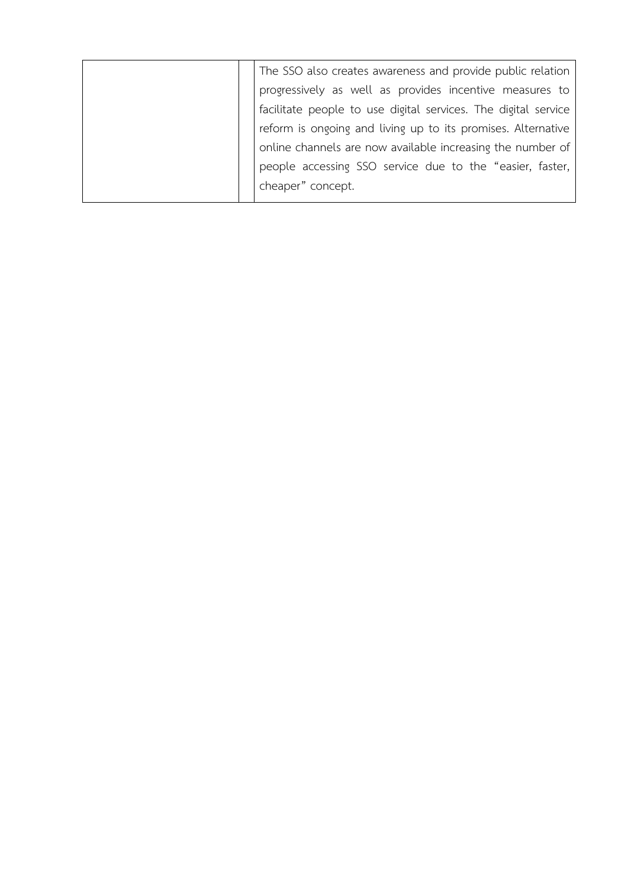| | | |
|---|---|---|
| | | The SSO also creates awareness and provide public relation progressively as well as provides incentive measures to facilitate people to use digital services. The digital service reform is ongoing and living up to its promises. Alternative online channels are now available increasing the number of people accessing SSO service due to the "easier, faster, cheaper" concept. |